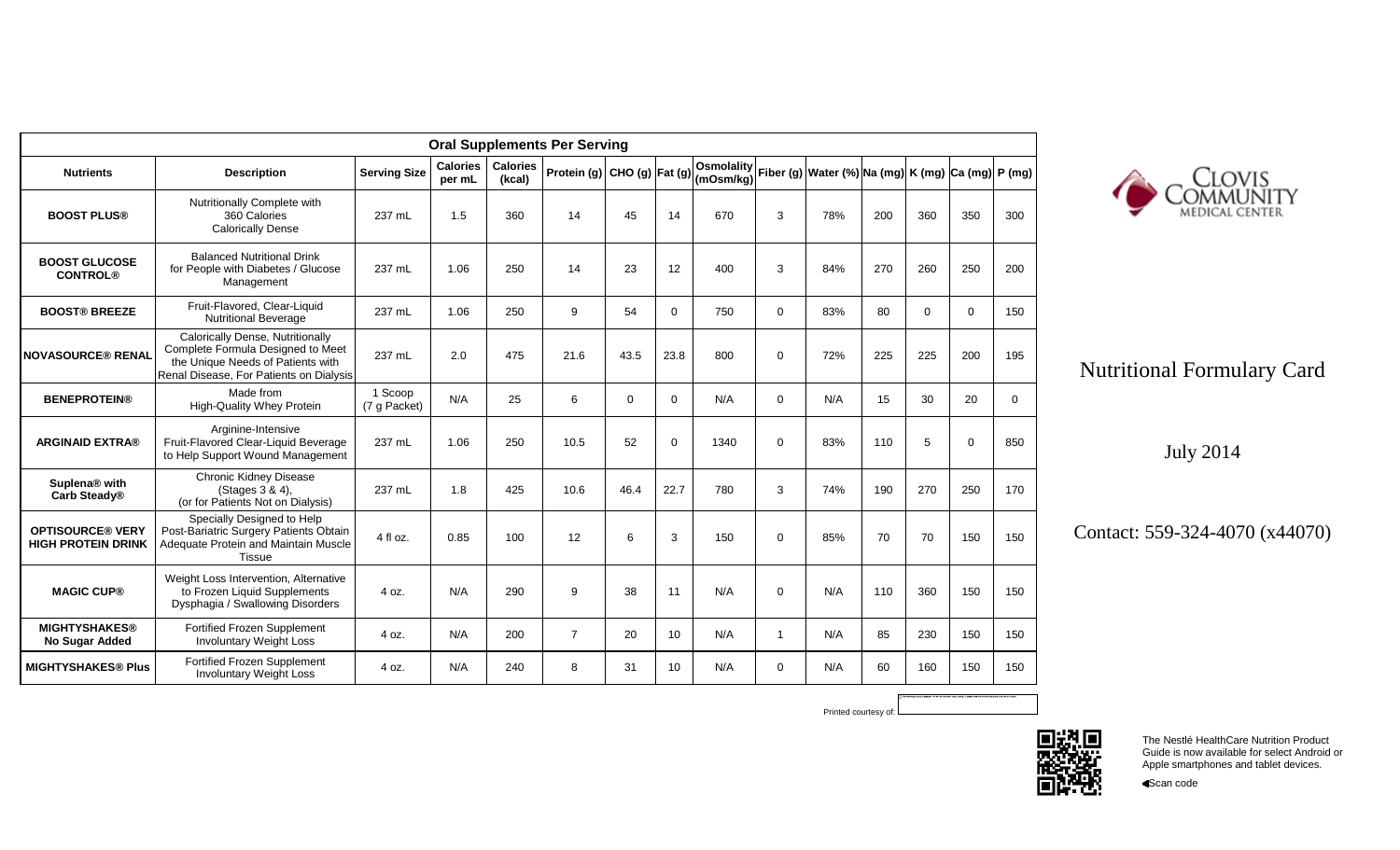| Oral Supplements Per Serving | | | | | | | | | | | | | | | |
|---|---|---|---|---|---|---|---|---|---|---|---|---|---|---|---|
| **Nutrients** | **Description** | **Serving Size** | **Calories per mL** | **Calories (kcal)** | **Protein (g)** | **CHO (g)** | **Fat (g)** | **Osmolality (mOsm/kg)** | **Fiber (g)** | **Water (%)** | **Na (mg)** | **K (mg)** | **Ca (mg)** | **P (mg)** |
| **BOOST PLUS®** | Nutritionally Complete with 360 Calories Calorically Dense | 237 mL | 1.5 | 360 | 14 | 45 | 14 | 670 | 3 | 78% | 200 | 360 | 350 | 300 |
| **BOOST GLUCOSE CONTROL®** | Balanced Nutritional Drink for People with Diabetes / Glucose Management | 237 mL | 1.06 | 250 | 14 | 23 | 12 | 400 | 3 | 84% | 270 | 260 | 250 | 200 |
| **BOOST® BREEZE** | Fruit-Flavored, Clear-Liquid Nutritional Beverage | 237 mL | 1.06 | 250 | 9 | 54 | 0 | 750 | 0 | 83% | 80 | 0 | 0 | 150 |
| **NOVASOURCE® RENAL** | Calorically Dense, Nutritionally Complete Formula Designed to Meet the Unique Needs of Patients with Renal Disease, For Patients on Dialysis | 237 mL | 2.0 | 475 | 21.6 | 43.5 | 23.8 | 800 | 0 | 72% | 225 | 225 | 200 | 195 |
| **BENEPROTEIN®** | Made from High-Quality Whey Protein | 1 Scoop (7 g Packet) | N/A | 25 | 6 | 0 | 0 | N/A | 0 | N/A | 15 | 30 | 20 | 0 |
| **ARGINAID EXTRA®** | Arginine-Intensive Fruit-Flavored Clear-Liquid Beverage to Help Support Wound Management | 237 mL | 1.06 | 250 | 10.5 | 52 | 0 | 1340 | 0 | 83% | 110 | 5 | 0 | 850 |
| **Suplena® with Carb Steady®** | Chronic Kidney Disease (Stages 3 & 4), (or for Patients Not on Dialysis) | 237 mL | 1.8 | 425 | 10.6 | 46.4 | 22.7 | 780 | 3 | 74% | 190 | 270 | 250 | 170 |
| **OPTISOURCE® VERY HIGH PROTEIN DRINK** | Specially Designed to Help Post-Bariatric Surgery Patients Obtain Adequate Protein and Maintain Muscle Tissue | 4 fl oz. | 0.85 | 100 | 12 | 6 | 3 | 150 | 0 | 85% | 70 | 70 | 150 | 150 |
| **MAGIC CUP®** | Weight Loss Intervention, Alternative to Frozen Liquid Supplements Dysphagia / Swallowing Disorders | 4 oz. | N/A | 290 | 9 | 38 | 11 | N/A | 0 | N/A | 110 | 360 | 150 | 150 |
| **MIGHTYSHAKES® No Sugar Added** | Fortified Frozen Supplement Involuntary Weight Loss | 4 oz. | N/A | 200 | 7 | 20 | 10 | N/A | 1 | N/A | 85 | 230 | 150 | 150 |
| **MIGHTYSHAKES® Plus** | Fortified Frozen Supplement Involuntary Weight Loss | 4 oz. | N/A | 240 | 8 | 31 | 10 | N/A | 0 | N/A | 60 | 160 | 150 | 150 |

Printed courtesy of:

CLOVIS COMMUNITY MEDICAL CENTER

# Nutritional Formulary Card

July 2014

Contact: 559-324-4070 (x44070)

The Nestlé HealthCare Nutrition Product Guide is now available for select Android or Apple smartphones and tablet devices.

◀Scan code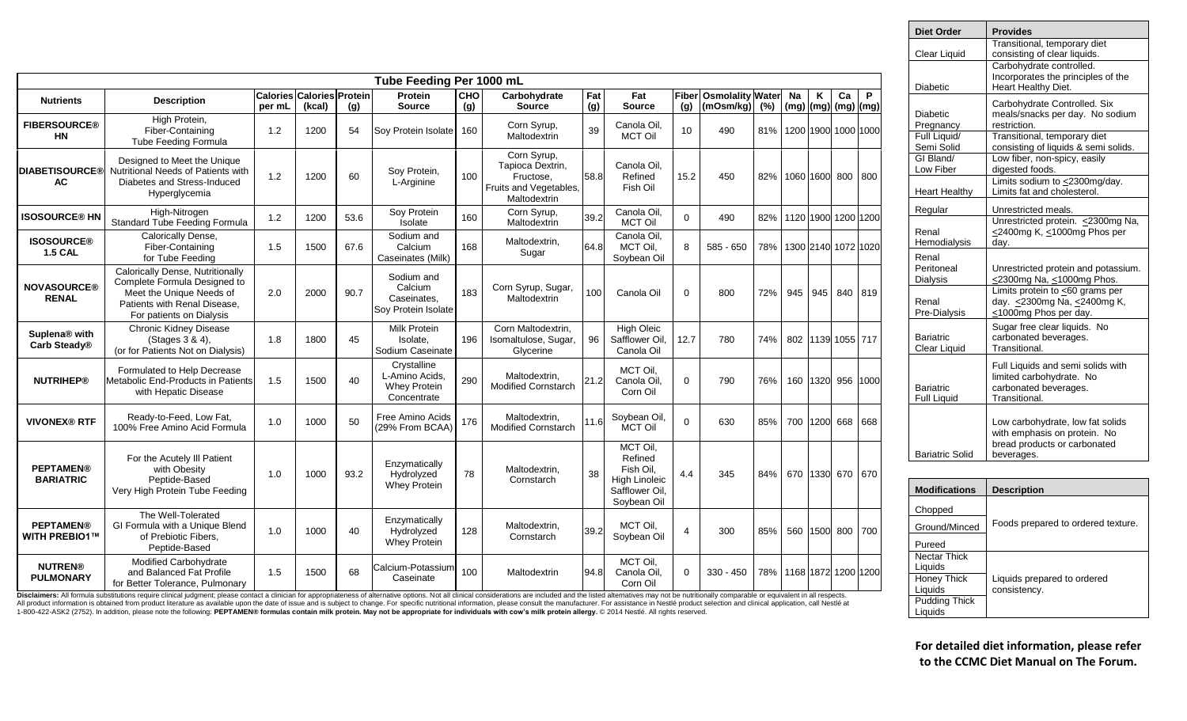## Tube Feeding Per 1000 mL

| Nutrients | Description | Calories per mL | Calories (kcal) | Protein (g) | Protein Source | CHO (g) | Carbohydrate Source | Fat (g) | Fat Source | Fiber (g) | Osmolality (mOsm/kg) | Water (%) | Na (mg) | K (mg) | Ca (mg) | P (mg) |
|---|---|---|---|---|---|---|---|---|---|---|---|---|---|---|---|---|
| **FIBERSOURCE® HN** | High Protein, Fiber-Containing Tube Feeding Formula | 1.2 | 1200 | 54 | Soy Protein Isolate | 160 | Corn Syrup, Maltodextrin | 39 | Canola Oil, MCT Oil | 10 | 490 | 81% | 1200 | 1900 | 1000 | 1000 |
| **DIABETISOURCE® AC** | Designed to Meet the Unique Nutritional Needs of Patients with Diabetes and Stress-Induced Hyperglycemia | 1.2 | 1200 | 60 | Soy Protein, L-Arginine | 100 | Corn Syrup, Tapioca Dextrin, Fructose, Fruits and Vegetables, Maltodextrin | 58.8 | Canola Oil, Refined Fish Oil | 15.2 | 450 | 82% | 1060 | 1600 | 800 | 800 |
| **ISOSOURCE® HN** | High-Nitrogen Standard Tube Feeding Formula | 1.2 | 1200 | 53.6 | Soy Protein Isolate | 160 | Corn Syrup, Maltodextrin | 39.2 | Canola Oil, MCT Oil | 0 | 490 | 82% | 1120 | 1900 | 1200 | 1200 |
| **ISOSOURCE® 1.5 CAL** | Calorically Dense, Fiber-Containing for Tube Feeding | 1.5 | 1500 | 67.6 | Sodium and Calcium Caseinates (Milk) | 168 | Maltodextrin, Sugar | 64.8 | Canola Oil, MCT Oil, Soybean Oil | 8 | 585 - 650 | 78% | 1300 | 2140 | 1072 | 1020 |
| **NOVASOURCE® RENAL** | Calorically Dense, Nutritionally Complete Formula Designed to Meet the Unique Needs of Patients with Renal Disease, For patients on Dialysis | 2.0 | 2000 | 90.7 | Sodium and Calcium Caseinates, Soy Protein Isolate | 183 | Corn Syrup, Sugar, Maltodextrin | 100 | Canola Oil | 0 | 800 | 72% | 945 | 945 | 840 | 819 |
| **Suplena® with Carb Steady®** | Chronic Kidney Disease (Stages 3 & 4), (or for Patients Not on Dialysis) | 1.8 | 1800 | 45 | Milk Protein Isolate, Sodium Caseinate | 196 | Corn Maltodextrin, Isomaltulose, Sugar, Glycerine | 96 | High Oleic Safflower Oil, Canola Oil | 12.7 | 780 | 74% | 802 | 1139 | 1055 | 717 |
| **NUTRIHEP®** | Formulated to Help Decrease Metabolic End-Products in Patients with Hepatic Disease | 1.5 | 1500 | 40 | Crystalline L-Amino Acids, Whey Protein Concentrate | 290 | Maltodextrin, Modified Cornstarch | 21.2 | MCT Oil, Canola Oil, Corn Oil | 0 | 790 | 76% | 160 | 1320 | 956 | 1000 |
| **VIVONEX® RTF** | Ready-to-Feed, Low Fat, 100% Free Amino Acid Formula | 1.0 | 1000 | 50 | Free Amino Acids (29% From BCAA) | 176 | Maltodextrin, Modified Cornstarch | 11.6 | Soybean Oil, MCT Oil | 0 | 630 | 85% | 700 | 1200 | 668 | 668 |
| **PEPTAMEN® BARIATRIC** | For the Acutely Ill Patient with Obesity Peptide-Based Very High Protein Tube Feeding | 1.0 | 1000 | 93.2 | Enzymatically Hydrolyzed Whey Protein | 78 | Maltodextrin, Cornstarch | 38 | MCT Oil, Refined Fish Oil, High Linoleic Safflower Oil, Soybean Oil | 4.4 | 345 | 84% | 670 | 1330 | 670 | 670 |
| **PEPTAMEN® WITH PREBIO1™** | The Well-Tolerated GI Formula with a Unique Blend of Prebiotic Fibers, Peptide-Based | 1.0 | 1000 | 40 | Enzymatically Hydrolyzed Whey Protein | 128 | Maltodextrin, Cornstarch | 39.2 | MCT Oil, Soybean Oil | 4 | 300 | 85% | 560 | 1500 | 800 | 700 |
| **NUTREN® PULMONARY** | Modified Carbohydrate and Balanced Fat Profile for Better Tolerance, Pulmonary | 1.5 | 1500 | 68 | Calcium-Potassium Caseinate | 100 | Maltodextrin | 94.8 | MCT Oil, Canola Oil, Corn Oil | 0 | 330 - 450 | 78% | 1168 | 1872 | 1200 | 1200 |

**Disclaimers:** All formula substitutions require clinical judgment; please contact a clinician for appropriateness of alternative options. Not all clinical considerations are included and the listed alternatives may not be nutritionally comparable or equivalent in all respects. All product information is obtained from product literature as available upon the date of issue and is subject to change. For specific nutritional information, please consult the manufacturer. For assistance in Nestlé product selection and clinical application, call Nestlé at 1-800-422-ASK2 (2752). In addition, please note the following: **PEPTAMEN® formulas contain milk protein. May not be appropriate for individuals with cow's milk protein allergy.** © 2014 Nestlé. All rights reserved.

| Diet Order | Provides |
|---|---|
| Clear Liquid | Transitional, temporary diet consisting of clear liquids. |
| Diabetic | Carbohydrate controlled. Incorporates the principles of the Heart Healthy Diet. |
| Diabetic Pregnancy | Carbohydrate Controlled. Six meals/snacks per day. No sodium restriction. |
| Full Liquid/ Semi Solid | Transitional, temporary diet consisting of liquids & semi solids. |
| GI Bland/ Low Fiber | Low fiber, non-spicy, easily digested foods. |
| Heart Healthy | Limits sodium to ≤2300mg/day. Limits fat and cholesterol. |
| Regular | Unrestricted meals. |
| Renal Hemodialysis | Unrestricted protein. ≤2300mg Na, ≤2400mg K, ≤1000mg Phos per day. |
| Renal Peritoneal Dialysis | Unrestricted protein and potassium. ≤2300mg Na, ≤1000mg Phos. |
| Renal Pre-Dialysis | Limits protein to ≤60 grams per day. ≤2300mg Na, ≤2400mg K, ≤1000mg Phos per day. |
| Bariatric Clear Liquid | Sugar free clear liquids. No carbonated beverages. Transitional. |
| Bariatric Full Liquid | Full Liquids and semi solids with limited carbohydrate. No carbonated beverages. Transitional. |
| Bariatric Solid | Low carbohydrate, low fat solids with emphasis on protein. No bread products or carbonated beverages. |

| Modifications | Description |
|---|---|
| Chopped | Foods prepared to ordered texture. |
| Ground/Minced | |
| Pureed | |
| Nectar Thick Liquids | Liquids prepared to ordered consistency. |
| Honey Thick Liquids | |
| Pudding Thick Liquids | |

**For detailed diet information, please refer to the CCMC Diet Manual on The Forum.**